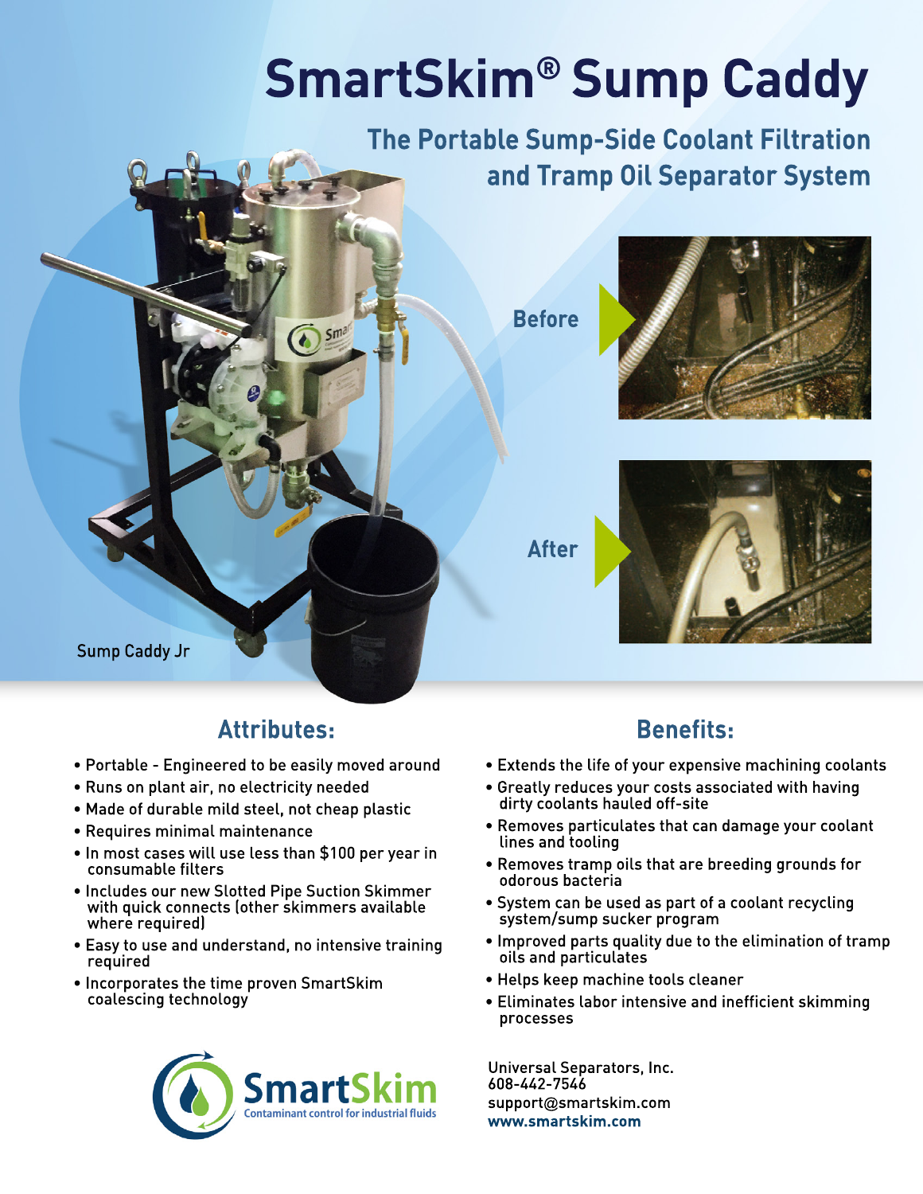# SmartSkim® Sump Caddy

## The Portable Sump-Side Coolant Filtration and Tramp Oil Separator System

Before

After

Sump Caddy Jr

## Attributes:

- Portable - Engineered to be easily moved around
- Runs on plant air, no electricity needed
- Made of durable mild steel, not cheap plastic
- Requires minimal maintenance
- In most cases will use less than $100 per year in consumable filters
- Includes our new Slotted Pipe Suction Skimmer with quick connects (other skimmers available where required)
- Easy to use and understand, no intensive training required
- Incorporates the time proven SmartSkim coalescing technology

## Benefits:

- Extends the life of your expensive machining coolants
- Greatly reduces your costs associated with having dirty coolants hauled off-site
- Removes particulates that can damage your coolant lines and tooling
- Removes tramp oils that are breeding grounds for odorous bacteria
- System can be used as part of a coolant recycling system/sump sucker program
- Improved parts quality due to the elimination of tramp oils and particulates
- Helps keep machine tools cleaner
- Eliminates labor intensive and inefficient skimming processes

SmartSkim
Contaminant control for industrial fluids

Universal Separators, Inc.
608-442-7546
support@smartskim.com
**www.smartskim.com**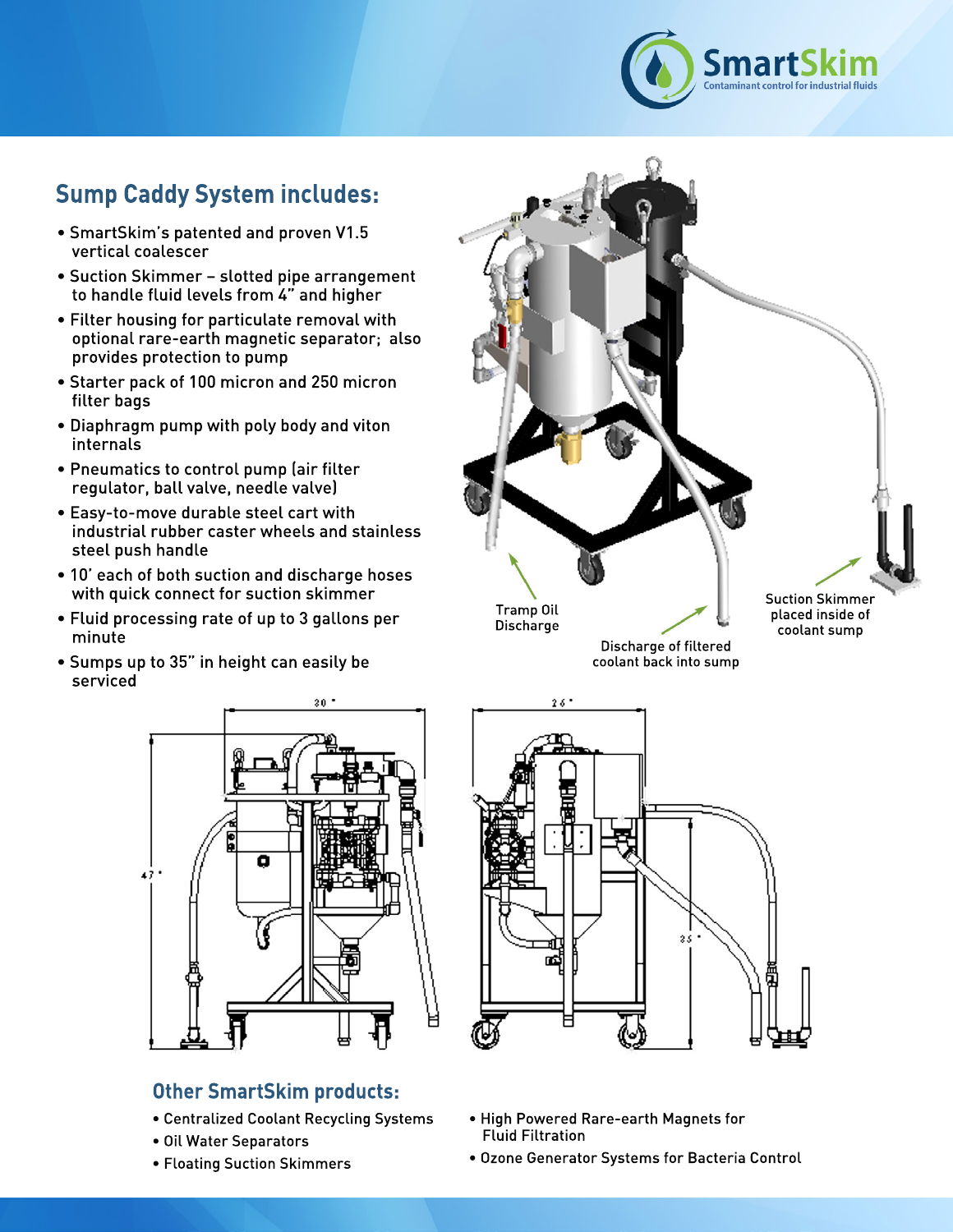SmartSkim
Contaminant control for industrial fluids

## Sump Caddy System includes:

- SmartSkim's patented and proven V1.5 vertical coalescer
- Suction Skimmer – slotted pipe arrangement to handle fluid levels from 4" and higher
- Filter housing for particulate removal with optional rare-earth magnetic separator; also provides protection to pump
- Starter pack of 100 micron and 250 micron filter bags
- Diaphragm pump with poly body and viton internals
- Pneumatics to control pump (air filter regulator, ball valve, needle valve)
- Easy-to-move durable steel cart with industrial rubber caster wheels and stainless steel push handle
- 10' each of both suction and discharge hoses with quick connect for suction skimmer
- Fluid processing rate of up to 3 gallons per minute
- Sumps up to 35" in height can easily be serviced

Tramp Oil Discharge

Discharge of filtered coolant back into sump

Suction Skimmer placed inside of coolant sump

30"

47"

26"

35"

## Other SmartSkim products:

- Centralized Coolant Recycling Systems
- Oil Water Separators
- Floating Suction Skimmers
- High Powered Rare-earth Magnets for Fluid Filtration
- Ozone Generator Systems for Bacteria Control